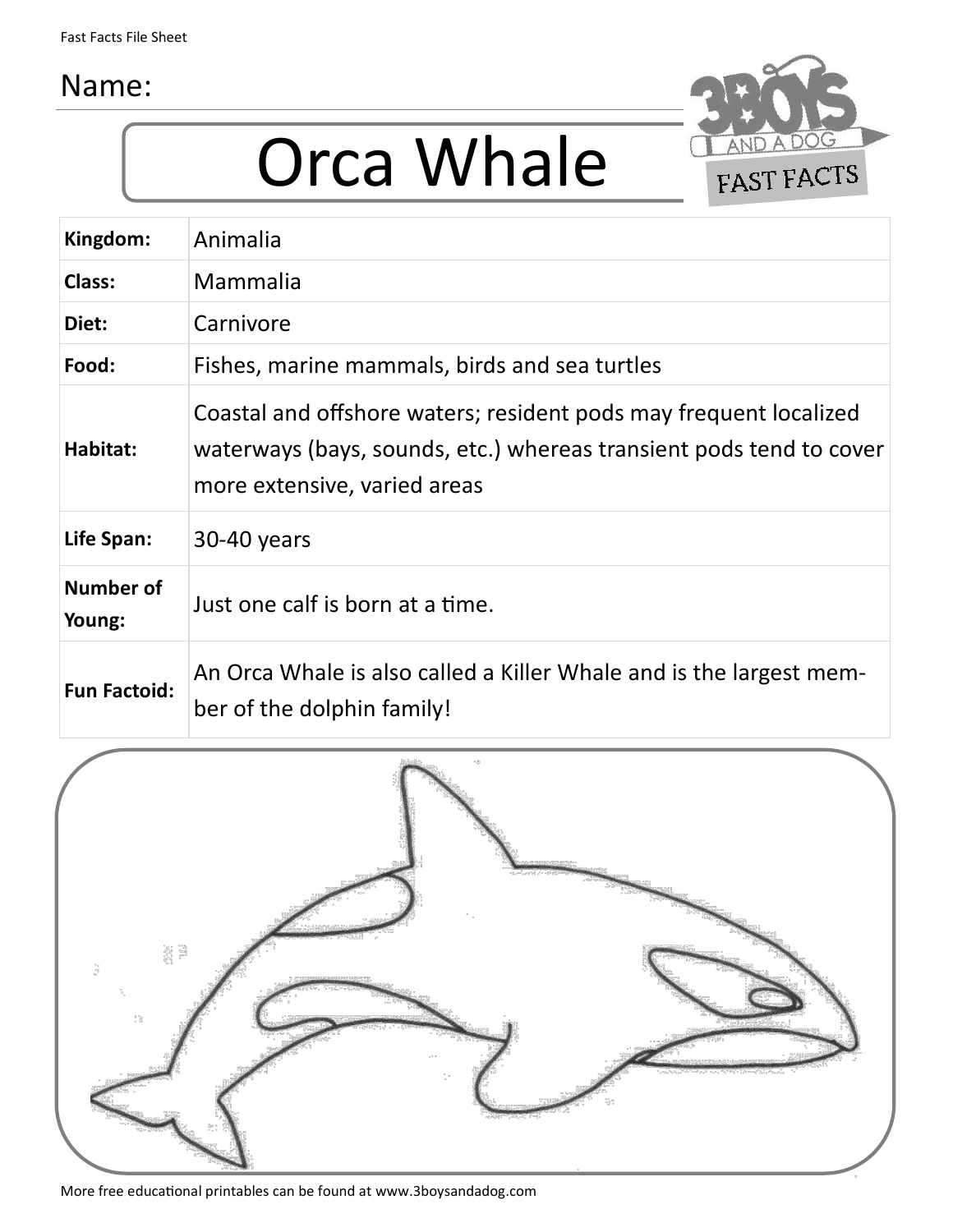Fast Facts File Sheet

Name:

# Orca Whale

| Kingdom: | Animalia |
|---|---|
| Class: | Mammalia |
| Diet: | Carnivore |
| Food: | Fishes, marine mammals, birds and sea turtles |
| Habitat: | Coastal and offshore waters; resident pods may frequent localized waterways (bays, sounds, etc.) whereas transient pods tend to cover more extensive, varied areas |
| Life Span: | 30-40 years |
| Number of Young: | Just one calf is born at a time. |
| Fun Factoid: | An Orca Whale is also called a Killer Whale and is the largest member of the dolphin family! |

More free educational printables can be found at www.3boysandadog.com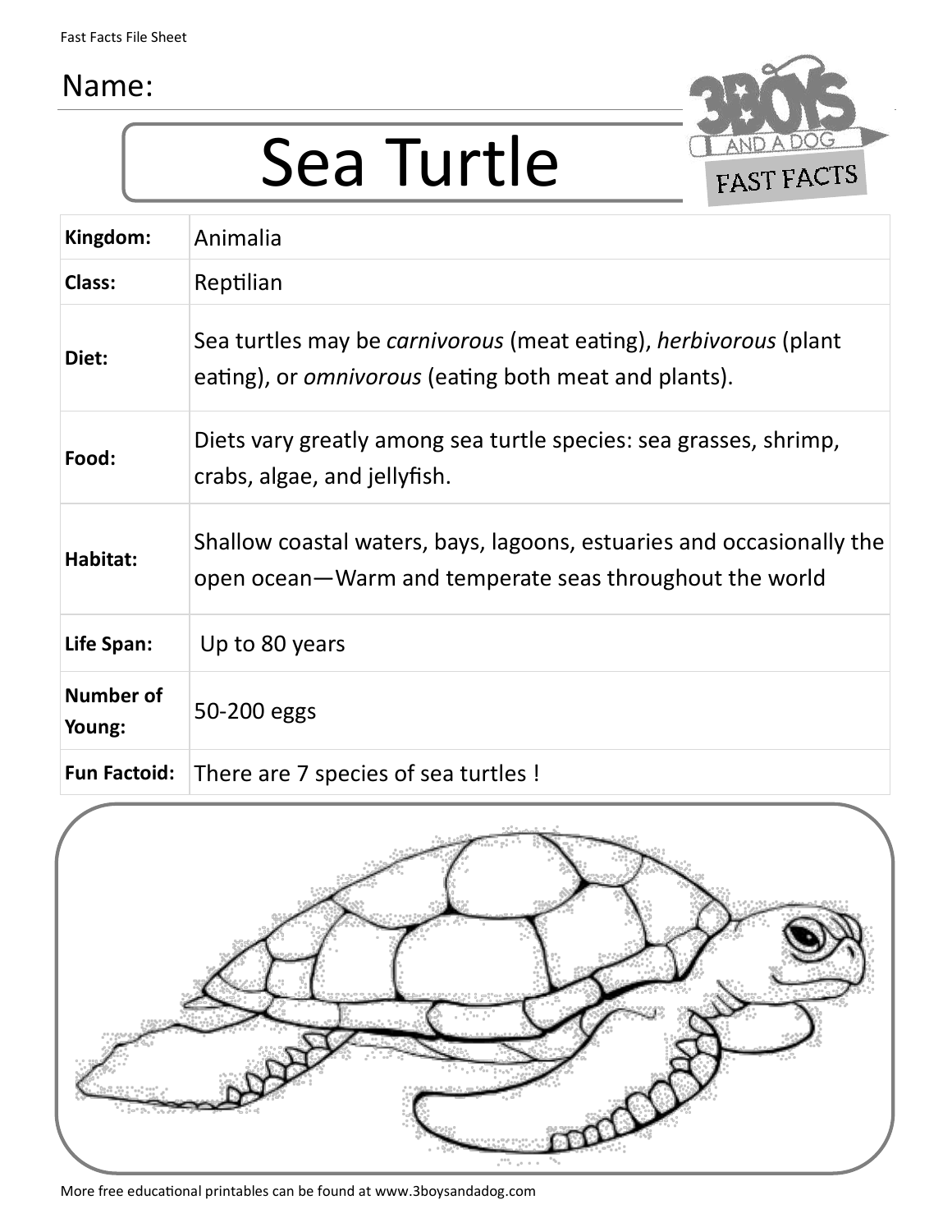Fast Facts File Sheet

Name:

# Sea Turtle

| Kingdom: | Animalia |
|---|---|
| Class: | Reptilian |
| Diet: | Sea turtles may be *carnivorous* (meat eating), *herbivorous* (plant eating), or *omnivorous* (eating both meat and plants). |
| Food: | Diets vary greatly among sea turtle species: sea grasses, shrimp, crabs, algae, and jellyfish. |
| Habitat: | Shallow coastal waters, bays, lagoons, estuaries and occasionally the open ocean—Warm and temperate seas throughout the world |
| Life Span: | Up to 80 years |
| Number of Young: | 50-200 eggs |
| Fun Factoid: | There are 7 species of sea turtles ! |

More free educational printables can be found at www.3boysandadog.com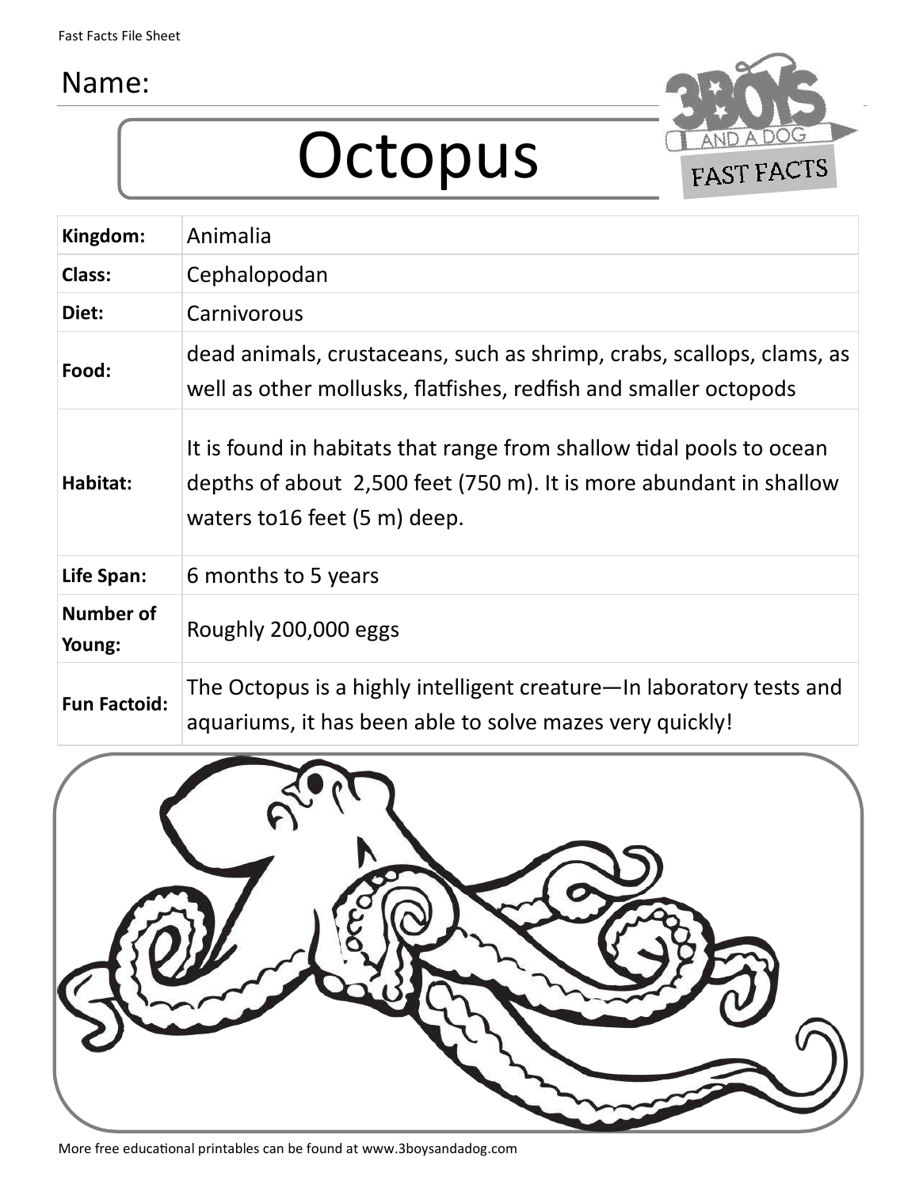Name:

# Octopus

| Kingdom: | Animalia |
|---|---|
| Class: | Cephalopodan |
| Diet: | Carnivorous |
| Food: | dead animals, crustaceans, such as shrimp, crabs, scallops, clams, as well as other mollusks, flatfishes, redfish and smaller octopods |
| Habitat: | It is found in habitats that range from shallow tidal pools to ocean depths of about 2,500 feet (750 m). It is more abundant in shallow waters to16 feet (5 m) deep. |
| Life Span: | 6 months to 5 years |
| Number of Young: | Roughly 200,000 eggs |
| Fun Factoid: | The Octopus is a highly intelligent creature—In laboratory tests and aquariums, it has been able to solve mazes very quickly! |

More free educational printables can be found at www.3boysandadog.com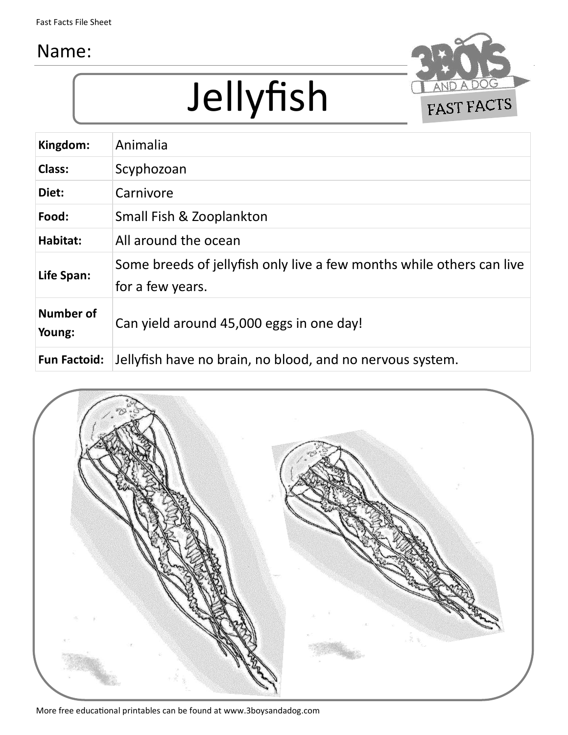Fast Facts File Sheet

Name:

# Jellyfish

| Kingdom: | Animalia |
|---|---|
| Class: | Scyphozoan |
| Diet: | Carnivore |
| Food: | Small Fish & Zooplankton |
| Habitat: | All around the ocean |
| Life Span: | Some breeds of jellyfish only live a few months while others can live for a few years. |
| Number of Young: | Can yield around 45,000 eggs in one day! |
| Fun Factoid: | Jellyfish have no brain, no blood, and no nervous system. |

More free educational printables can be found at www.3boysandadog.com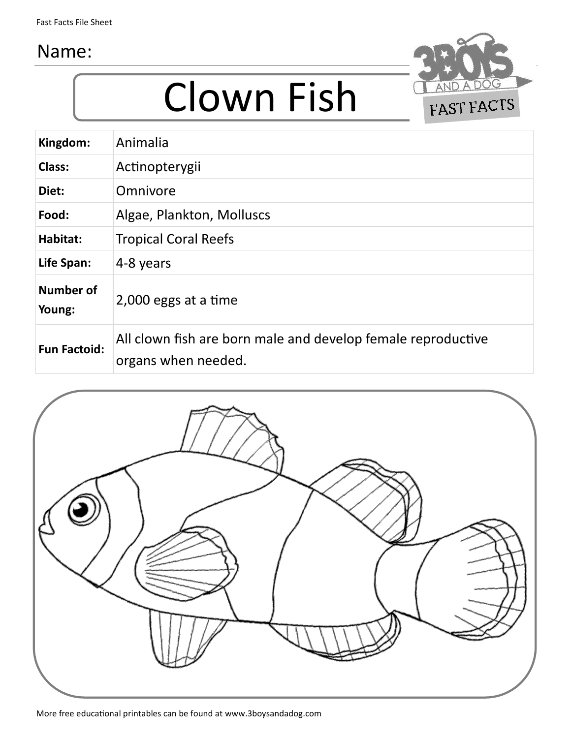Fast Facts File Sheet

Name:

# Clown Fish

| | |
|---|---|
| **Kingdom:** | Animalia |
| **Class:** | Actinopterygii |
| **Diet:** | Omnivore |
| **Food:** | Algae, Plankton, Molluscs |
| **Habitat:** | Tropical Coral Reefs |
| **Life Span:** | 4-8 years |
| **Number of Young:** | 2,000 eggs at a time |
| **Fun Factoid:** | All clown fish are born male and develop female reproductive organs when needed. |

More free educational printables can be found at www.3boysandadog.com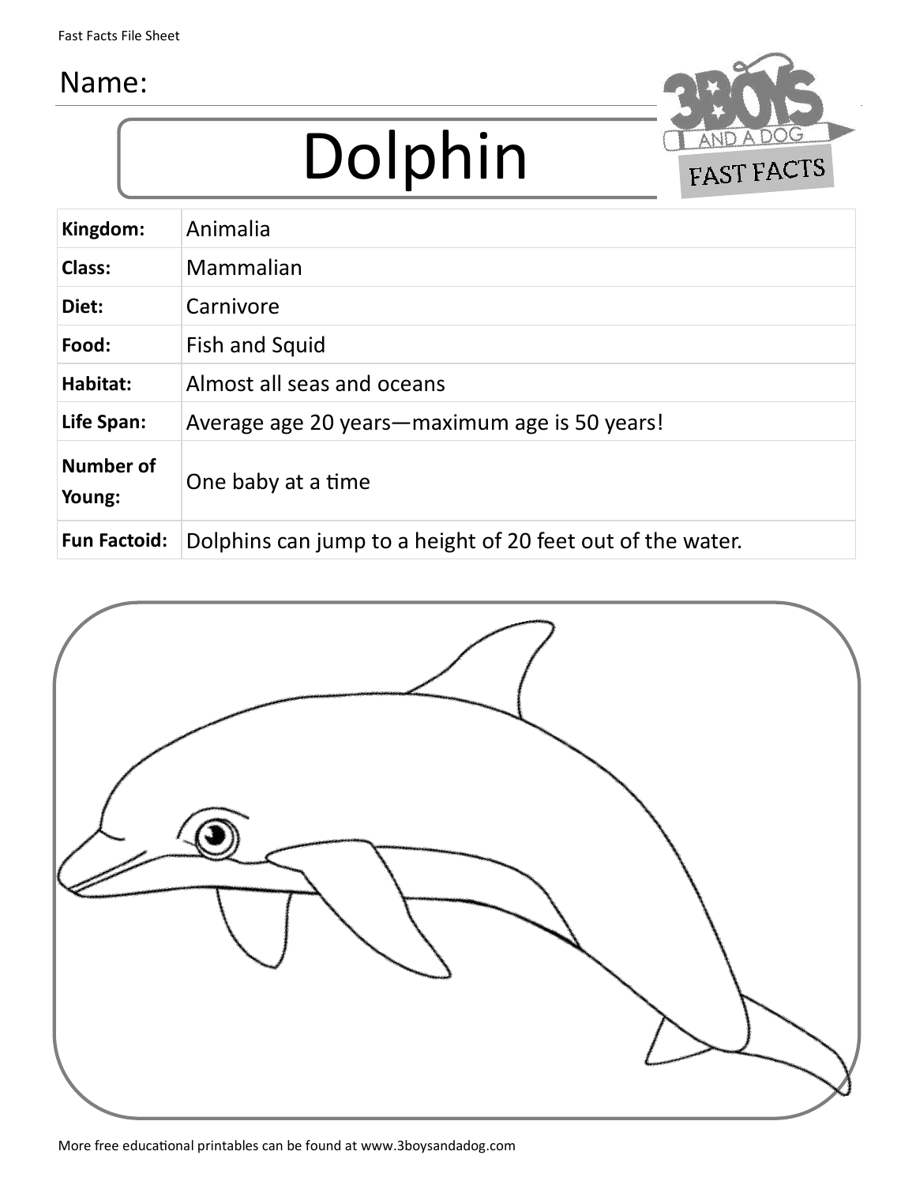Name:

# Dolphin

| Kingdom: | Animalia |
| --- | --- |
| Class: | Mammalian |
| Diet: | Carnivore |
| Food: | Fish and Squid |
| Habitat: | Almost all seas and oceans |
| Life Span: | Average age 20 years—maximum age is 50 years! |
| Number of Young: | One baby at a time |
| Fun Factoid: | Dolphins can jump to a height of 20 feet out of the water. |

More free educational printables can be found at www.3boysandadog.com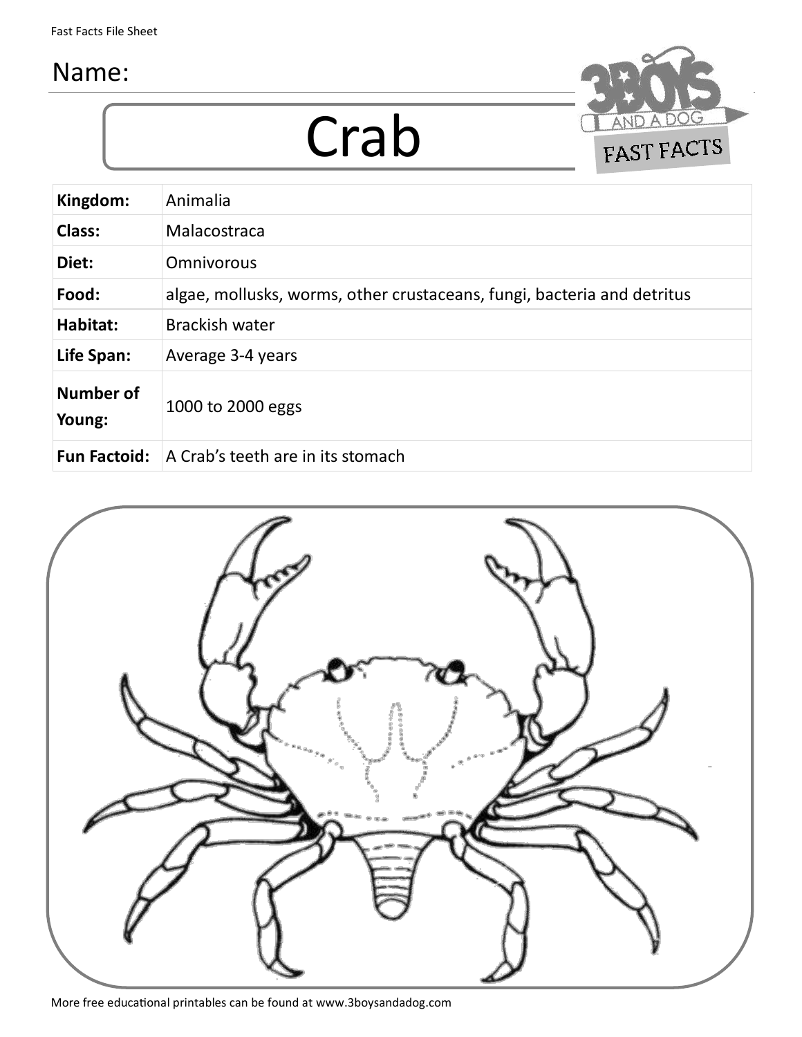Name:

# Crab

| | |
|---|---|
| **Kingdom:** | Animalia |
| **Class:** | Malacostraca |
| **Diet:** | Omnivorous |
| **Food:** | algae, mollusks, worms, other crustaceans, fungi, bacteria and detritus |
| **Habitat:** | Brackish water |
| **Life Span:** | Average 3-4 years |
| **Number of Young:** | 1000 to 2000 eggs |
| **Fun Factoid:** | A Crab's teeth are in its stomach |

More free educational printables can be found at www.3boysandadog.com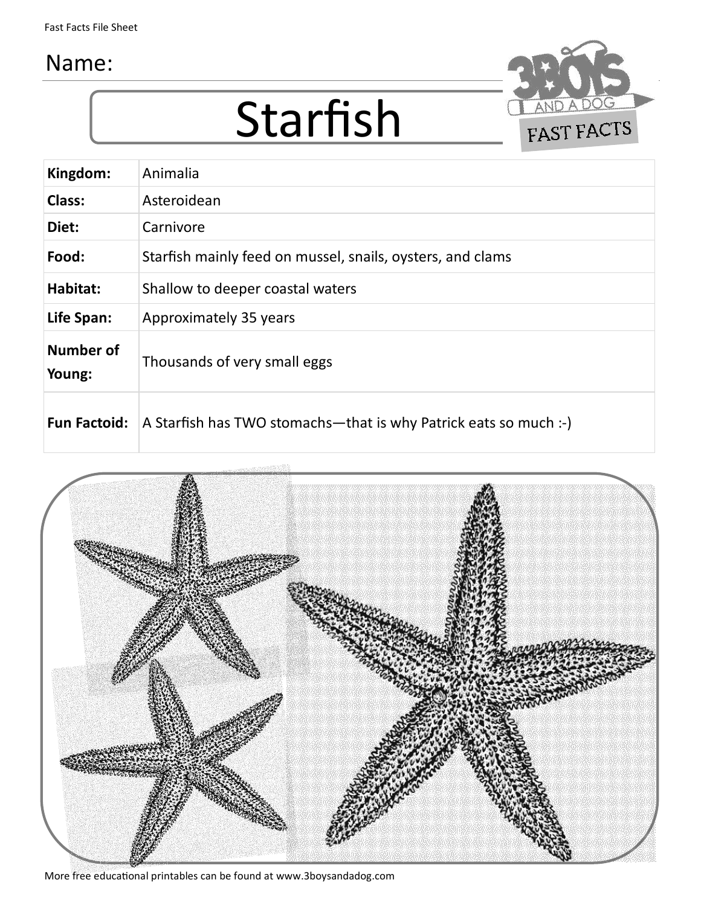Fast Facts File Sheet

Name:

# Starfish

| | |
|---|---|
| **Kingdom:** | Animalia |
| **Class:** | Asteroidean |
| **Diet:** | Carnivore |
| **Food:** | Starfish mainly feed on mussel, snails, oysters, and clams |
| **Habitat:** | Shallow to deeper coastal waters |
| **Life Span:** | Approximately 35 years |
| **Number of Young:** | Thousands of very small eggs |
| **Fun Factoid:** | A Starfish has TWO stomachs—that is why Patrick eats so much :-) |

More free educational printables can be found at www.3boysandadog.com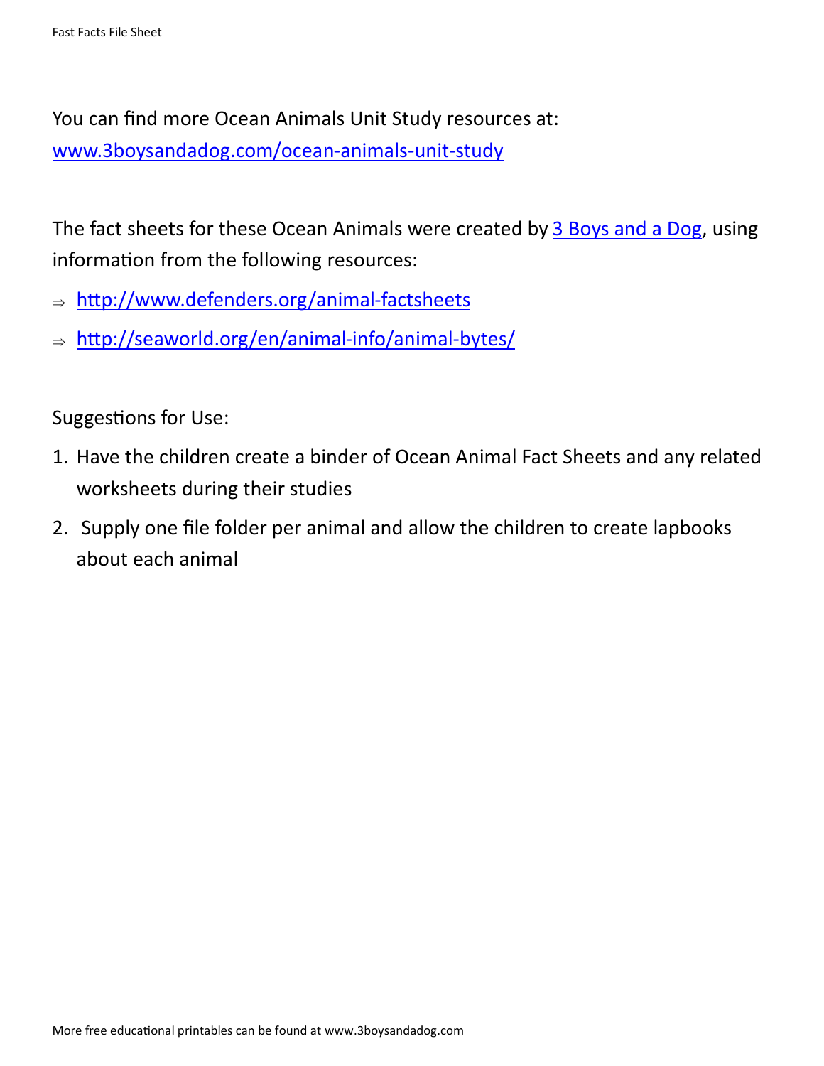You can find more Ocean Animals Unit Study resources at:
[www.3boysandadog.com/ocean-animals-unit-study](www.3boysandadog.com/ocean-animals-unit-study)

The fact sheets for these Ocean Animals were created by [3 Boys and a Dog](), using information from the following resources:

⇒ [http://www.defenders.org/animal-factsheets](http://www.defenders.org/animal-factsheets)

⇒ [http://seaworld.org/en/animal-info/animal-bytes/](http://seaworld.org/en/animal-info/animal-bytes/)

Suggestions for Use:

1. Have the children create a binder of Ocean Animal Fact Sheets and any related worksheets during their studies
2. Supply one file folder per animal and allow the children to create lapbooks about each animal